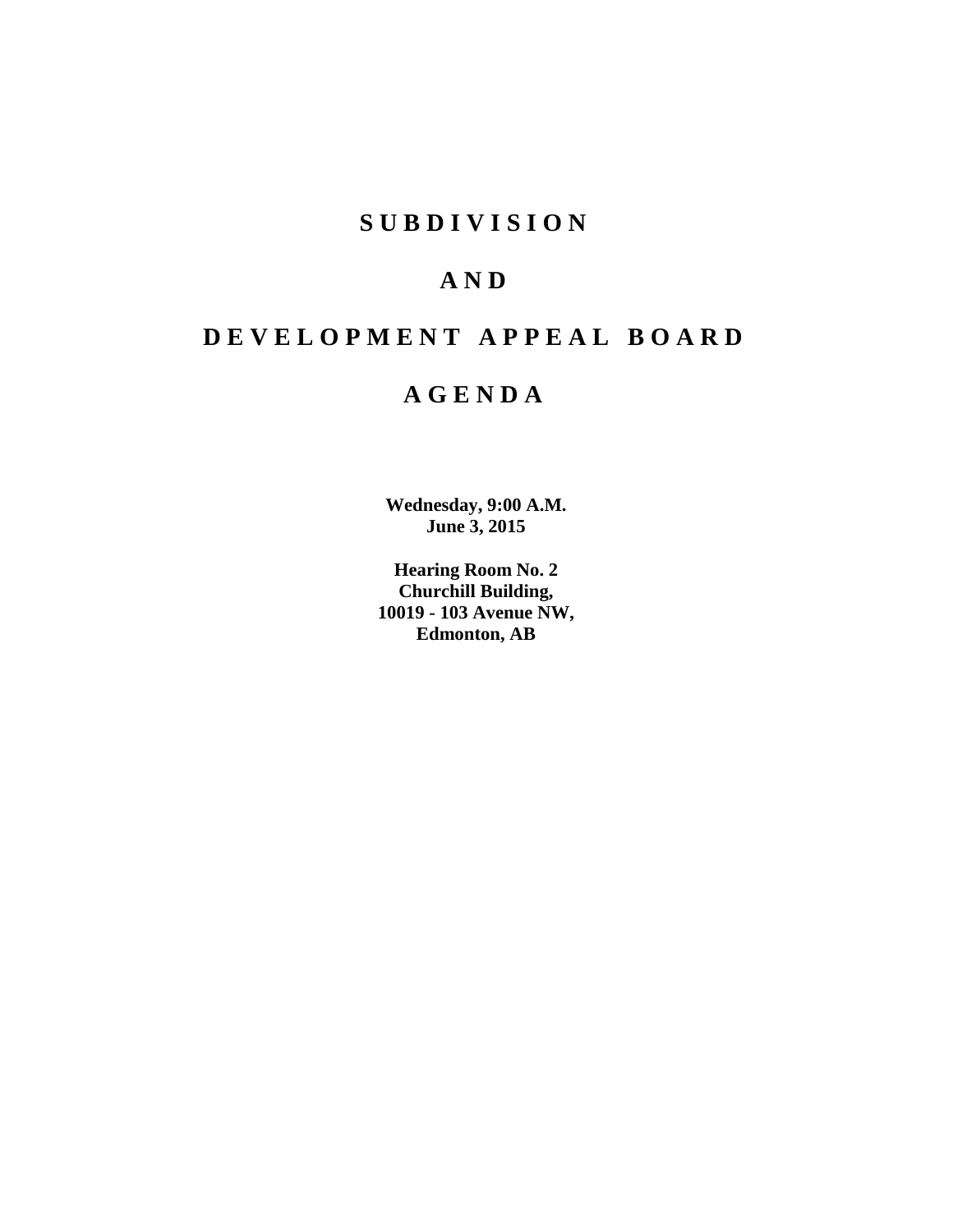# S U B D I V I S I O N

# A N D

# D E V E L O P M E N T   A P P E A L   B O A R D

# A G E N D A

**Wednesday, 9:00 A.M.**
**June 3, 2015**

**Hearing Room No. 2**
**Churchill Building,**
**10019 - 103 Avenue NW,**
**Edmonton, AB**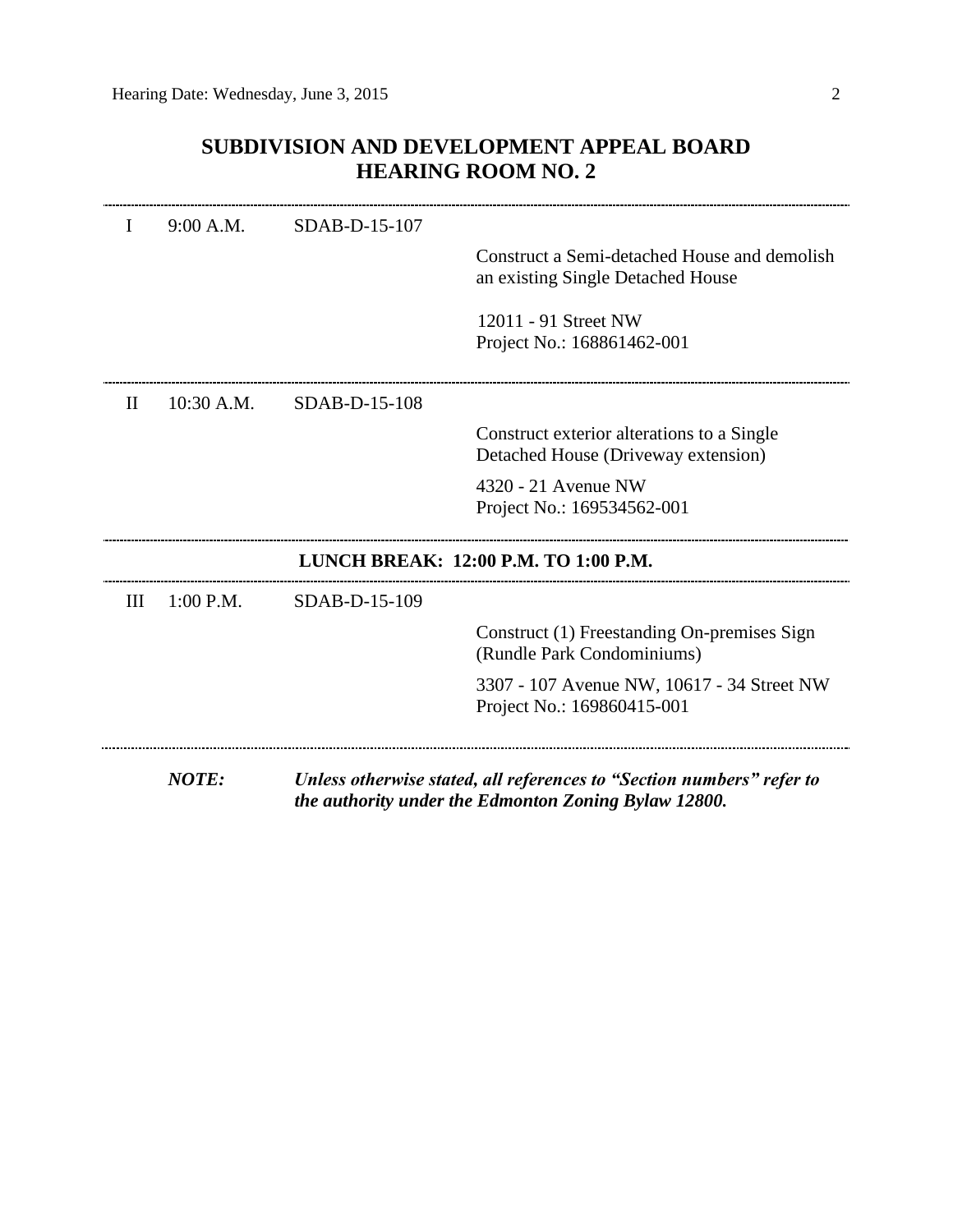## SUBDIVISION AND DEVELOPMENT APPEAL BOARD
## HEARING ROOM NO. 2

| | | | |
|---|---|---|---|
| I | 9:00 A.M. | SDAB-D-15-107 | Construct a Semi-detached House and demolish an existing Single Detached House<br><br>12011 - 91 Street NW<br>Project No.: 168861462-001 |
| II | 10:30 A.M. | SDAB-D-15-108 | Construct exterior alterations to a Single Detached House (Driveway extension)<br><br>4320 - 21 Avenue NW<br>Project No.: 169534562-001 |

**LUNCH BREAK: 12:00 P.M. TO 1:00 P.M.**

| | | | |
|---|---|---|---|
| III | 1:00 P.M. | SDAB-D-15-109 | Construct (1) Freestanding On-premises Sign (Rundle Park Condominiums)<br><br>3307 - 107 Avenue NW, 10617 - 34 Street NW<br>Project No.: 169860415-001 |

***NOTE:*** ***Unless otherwise stated, all references to "Section numbers" refer to the authority under the Edmonton Zoning Bylaw 12800.***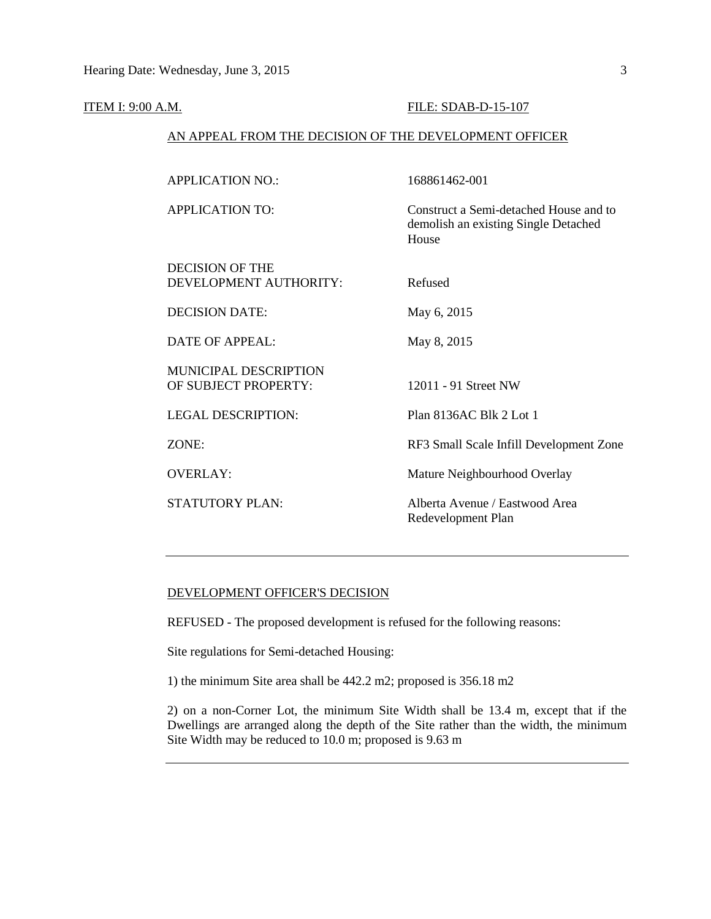ITEM I: 9:00 A.M. FILE: SDAB-D-15-107

AN APPEAL FROM THE DECISION OF THE DEVELOPMENT OFFICER

| | |
|---|---|
| APPLICATION NO.: | 168861462-001 |
| APPLICATION TO: | Construct a Semi-detached House and to demolish an existing Single Detached House |
| DECISION OF THE DEVELOPMENT AUTHORITY: | Refused |
| DECISION DATE: | May 6, 2015 |
| DATE OF APPEAL: | May 8, 2015 |
| MUNICIPAL DESCRIPTION OF SUBJECT PROPERTY: | 12011 - 91 Street NW |
| LEGAL DESCRIPTION: | Plan 8136AC Blk 2 Lot 1 |
| ZONE: | RF3 Small Scale Infill Development Zone |
| OVERLAY: | Mature Neighbourhood Overlay |
| STATUTORY PLAN: | Alberta Avenue / Eastwood Area Redevelopment Plan |

---

DEVELOPMENT OFFICER'S DECISION

REFUSED - The proposed development is refused for the following reasons:

Site regulations for Semi-detached Housing:

1) the minimum Site area shall be 442.2 m2; proposed is 356.18 m2

2) on a non-Corner Lot, the minimum Site Width shall be 13.4 m, except that if the Dwellings are arranged along the depth of the Site rather than the width, the minimum Site Width may be reduced to 10.0 m; proposed is 9.63 m

---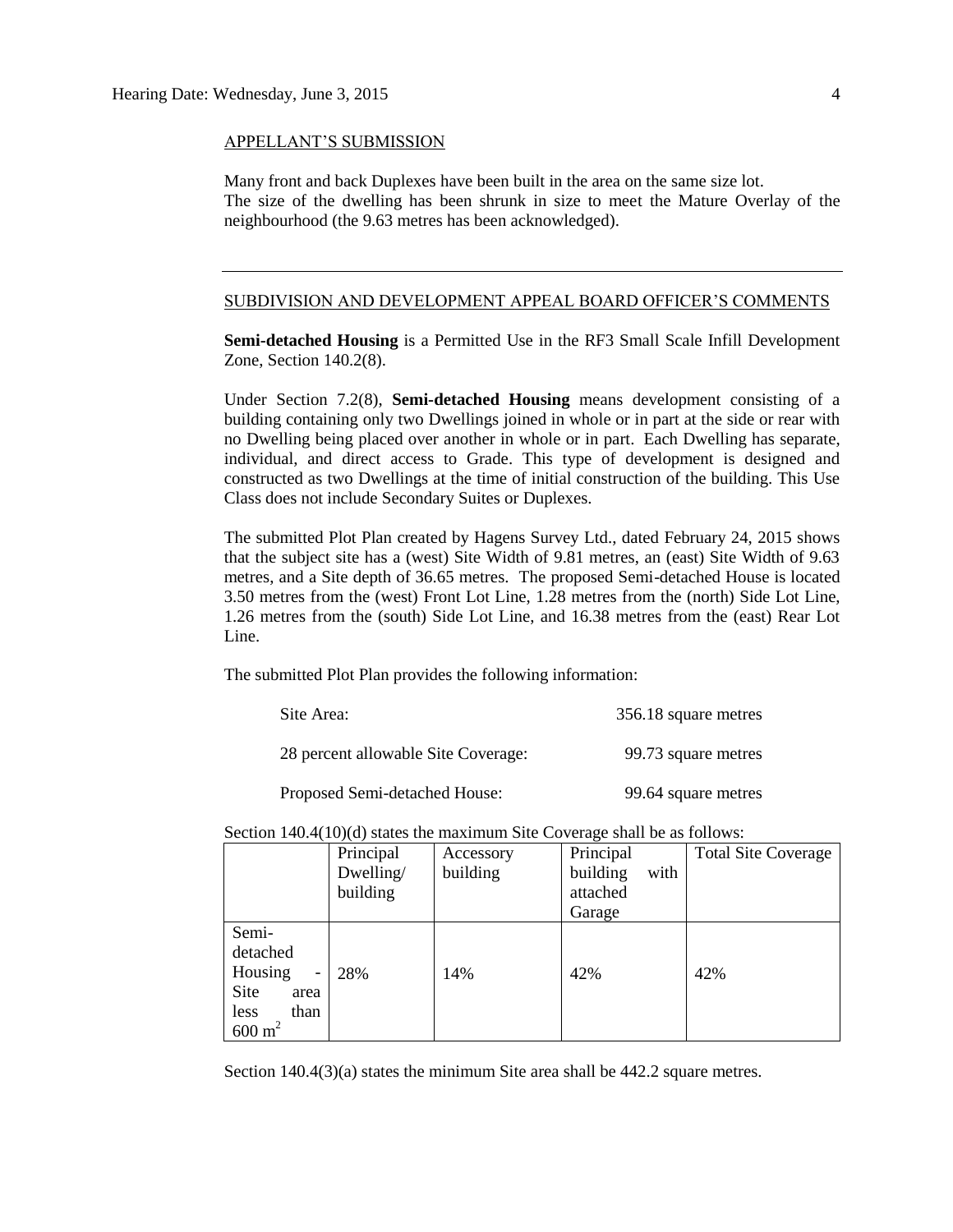## APPELLANT'S SUBMISSION

Many front and back Duplexes have been built in the area on the same size lot.
The size of the dwelling has been shrunk in size to meet the Mature Overlay of the neighbourhood (the 9.63 metres has been acknowledged).

---

## SUBDIVISION AND DEVELOPMENT APPEAL BOARD OFFICER'S COMMENTS

**Semi-detached Housing** is a Permitted Use in the RF3 Small Scale Infill Development Zone, Section 140.2(8).

Under Section 7.2(8), **Semi-detached Housing** means development consisting of a building containing only two Dwellings joined in whole or in part at the side or rear with no Dwelling being placed over another in whole or in part. Each Dwelling has separate, individual, and direct access to Grade. This type of development is designed and constructed as two Dwellings at the time of initial construction of the building. This Use Class does not include Secondary Suites or Duplexes.

The submitted Plot Plan created by Hagens Survey Ltd., dated February 24, 2015 shows that the subject site has a (west) Site Width of 9.81 metres, an (east) Site Width of 9.63 metres, and a Site depth of 36.65 metres. The proposed Semi-detached House is located 3.50 metres from the (west) Front Lot Line, 1.28 metres from the (north) Side Lot Line, 1.26 metres from the (south) Side Lot Line, and 16.38 metres from the (east) Rear Lot Line.

The submitted Plot Plan provides the following information:

| | |
|---|---|
| Site Area: | 356.18 square metres |
| 28 percent allowable Site Coverage: | 99.73 square metres |
| Proposed Semi-detached House: | 99.64 square metres |

Section 140.4(10)(d) states the maximum Site Coverage shall be as follows:

| | Principal Dwelling/ building | Accessory building | Principal building with attached Garage | Total Site Coverage |
|---|---|---|---|---|
| Semi-detached Housing - Site area less than $600 m^2$ | 28% | 14% | 42% | 42% |

Section 140.4(3)(a) states the minimum Site area shall be 442.2 square metres.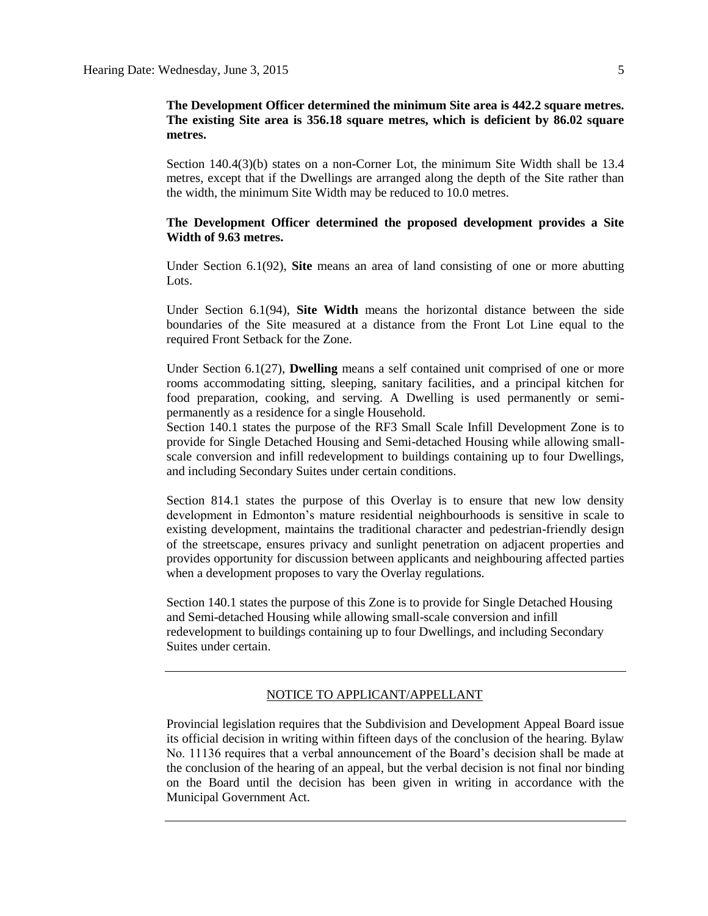**The Development Officer determined the minimum Site area is 442.2 square metres. The existing Site area is 356.18 square metres, which is deficient by 86.02 square metres.**

Section 140.4(3)(b) states on a non-Corner Lot, the minimum Site Width shall be 13.4 metres, except that if the Dwellings are arranged along the depth of the Site rather than the width, the minimum Site Width may be reduced to 10.0 metres.

**The Development Officer determined the proposed development provides a Site Width of 9.63 metres.**

Under Section 6.1(92), **Site** means an area of land consisting of one or more abutting Lots.

Under Section 6.1(94), **Site Width** means the horizontal distance between the side boundaries of the Site measured at a distance from the Front Lot Line equal to the required Front Setback for the Zone.

Under Section 6.1(27), **Dwelling** means a self contained unit comprised of one or more rooms accommodating sitting, sleeping, sanitary facilities, and a principal kitchen for food preparation, cooking, and serving. A Dwelling is used permanently or semi-permanently as a residence for a single Household.

Section 140.1 states the purpose of the RF3 Small Scale Infill Development Zone is to provide for Single Detached Housing and Semi-detached Housing while allowing small-scale conversion and infill redevelopment to buildings containing up to four Dwellings, and including Secondary Suites under certain conditions.

Section 814.1 states the purpose of this Overlay is to ensure that new low density development in Edmonton's mature residential neighbourhoods is sensitive in scale to existing development, maintains the traditional character and pedestrian-friendly design of the streetscape, ensures privacy and sunlight penetration on adjacent properties and provides opportunity for discussion between applicants and neighbouring affected parties when a development proposes to vary the Overlay regulations.

Section 140.1 states the purpose of this Zone is to provide for Single Detached Housing and Semi-detached Housing while allowing small-scale conversion and infill redevelopment to buildings containing up to four Dwellings, and including Secondary Suites under certain.

---

NOTICE TO APPLICANT/APPELLANT

Provincial legislation requires that the Subdivision and Development Appeal Board issue its official decision in writing within fifteen days of the conclusion of the hearing. Bylaw No. 11136 requires that a verbal announcement of the Board's decision shall be made at the conclusion of the hearing of an appeal, but the verbal decision is not final nor binding on the Board until the decision has been given in writing in accordance with the Municipal Government Act.

---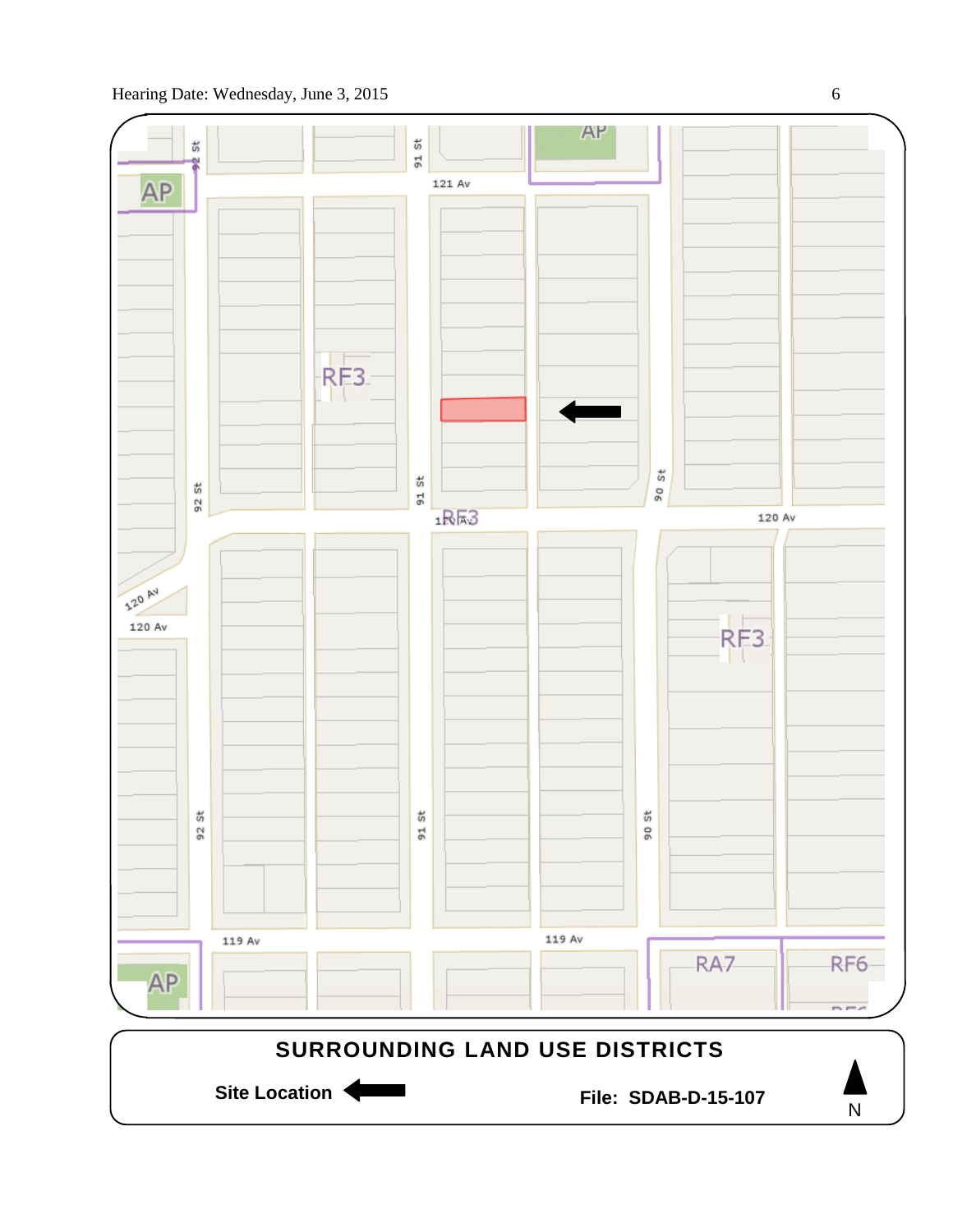**SURROUNDING LAND USE DISTRICTS**

**Site Location**

**File: SDAB-D-15-107**

N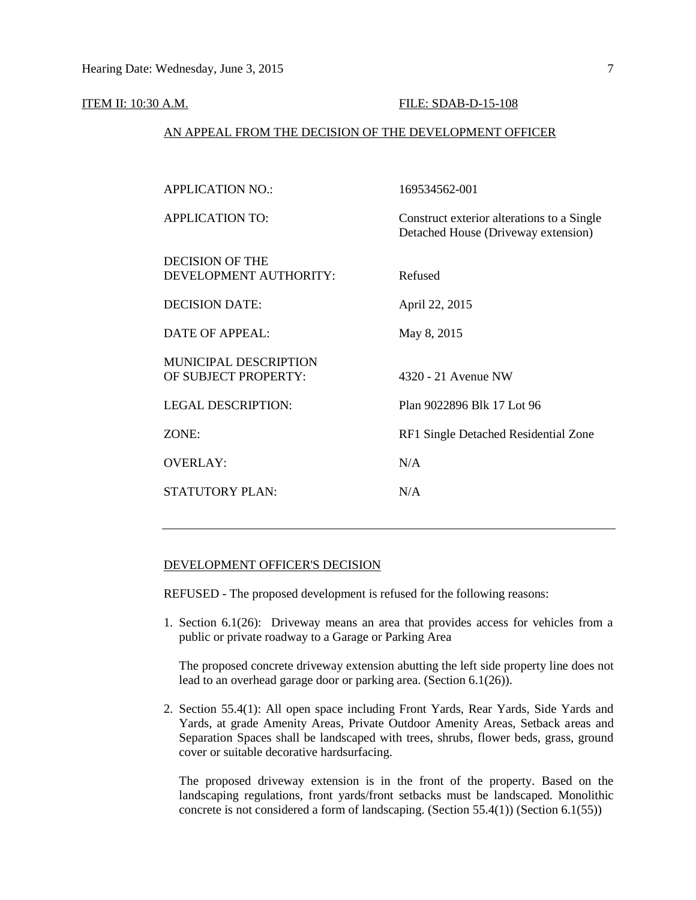ITEM II: 10:30 A.M. FILE: SDAB-D-15-108

AN APPEAL FROM THE DECISION OF THE DEVELOPMENT OFFICER

| | |
|---|---|
| APPLICATION NO.: | 169534562-001 |
| APPLICATION TO: | Construct exterior alterations to a Single Detached House (Driveway extension) |
| DECISION OF THE DEVELOPMENT AUTHORITY: | Refused |
| DECISION DATE: | April 22, 2015 |
| DATE OF APPEAL: | May 8, 2015 |
| MUNICIPAL DESCRIPTION OF SUBJECT PROPERTY: | 4320 - 21 Avenue NW |
| LEGAL DESCRIPTION: | Plan 9022896 Blk 17 Lot 96 |
| ZONE: | RF1 Single Detached Residential Zone |
| OVERLAY: | N/A |
| STATUTORY PLAN: | N/A |

---

DEVELOPMENT OFFICER'S DECISION

REFUSED - The proposed development is refused for the following reasons:

1. Section 6.1(26): Driveway means an area that provides access for vehicles from a public or private roadway to a Garage or Parking Area

   The proposed concrete driveway extension abutting the left side property line does not lead to an overhead garage door or parking area. (Section 6.1(26)).

2. Section 55.4(1): All open space including Front Yards, Rear Yards, Side Yards and Yards, at grade Amenity Areas, Private Outdoor Amenity Areas, Setback areas and Separation Spaces shall be landscaped with trees, shrubs, flower beds, grass, ground cover or suitable decorative hardsurfacing.

   The proposed driveway extension is in the front of the property. Based on the landscaping regulations, front yards/front setbacks must be landscaped. Monolithic concrete is not considered a form of landscaping. (Section 55.4(1)) (Section 6.1(55))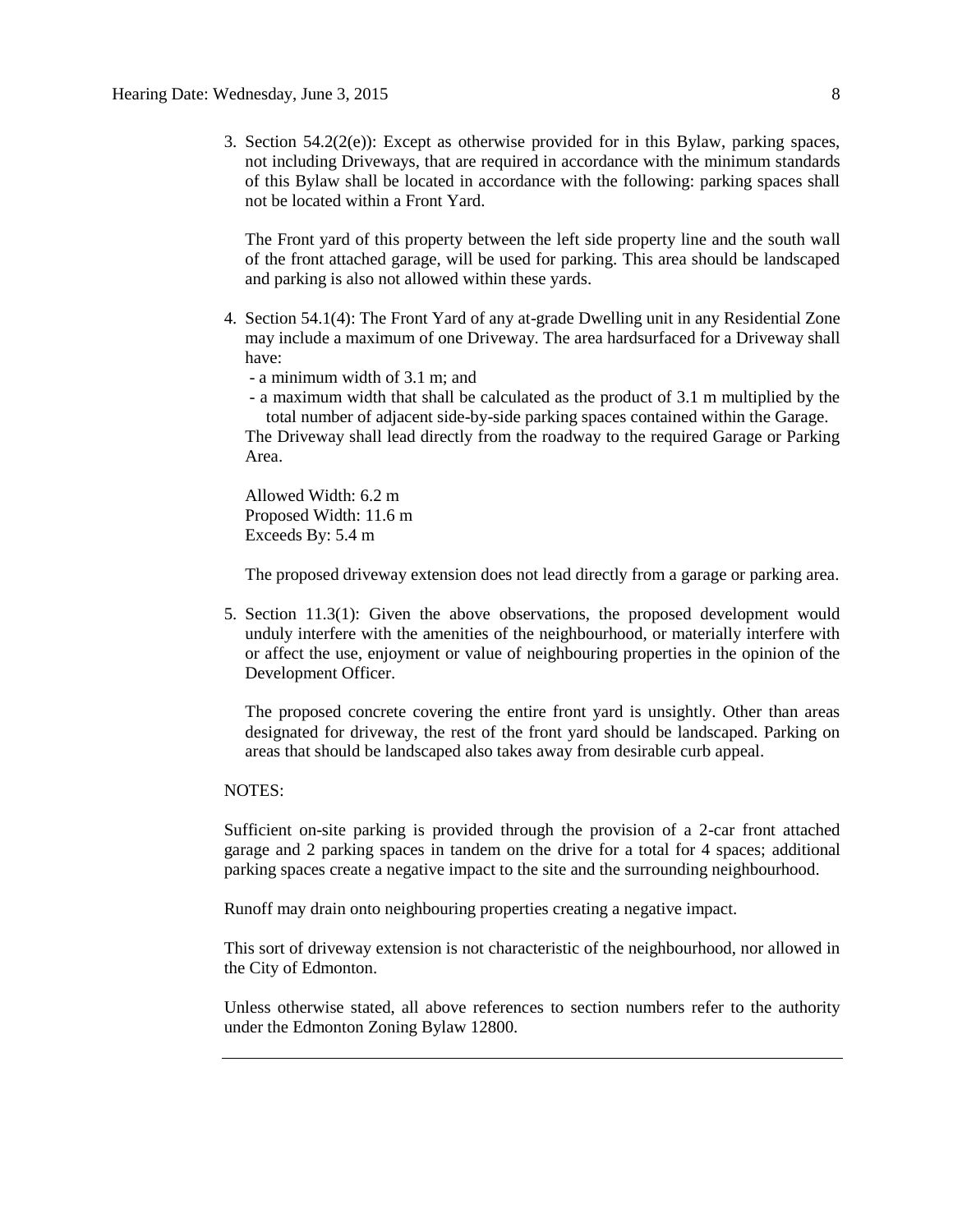3. Section 54.2(2(e)): Except as otherwise provided for in this Bylaw, parking spaces, not including Driveways, that are required in accordance with the minimum standards of this Bylaw shall be located in accordance with the following: parking spaces shall not be located within a Front Yard.

   The Front yard of this property between the left side property line and the south wall of the front attached garage, will be used for parking. This area should be landscaped and parking is also not allowed within these yards.

4. Section 54.1(4): The Front Yard of any at-grade Dwelling unit in any Residential Zone may include a maximum of one Driveway. The area hardsurfaced for a Driveway shall have:
   - a minimum width of 3.1 m; and
   - a maximum width that shall be calculated as the product of 3.1 m multiplied by the total number of adjacent side-by-side parking spaces contained within the Garage.

   The Driveway shall lead directly from the roadway to the required Garage or Parking Area.

   Allowed Width: 6.2 m
   Proposed Width: 11.6 m
   Exceeds By: 5.4 m

   The proposed driveway extension does not lead directly from a garage or parking area.

5. Section 11.3(1): Given the above observations, the proposed development would unduly interfere with the amenities of the neighbourhood, or materially interfere with or affect the use, enjoyment or value of neighbouring properties in the opinion of the Development Officer.

   The proposed concrete covering the entire front yard is unsightly. Other than areas designated for driveway, the rest of the front yard should be landscaped. Parking on areas that should be landscaped also takes away from desirable curb appeal.

NOTES:

Sufficient on-site parking is provided through the provision of a 2-car front attached garage and 2 parking spaces in tandem on the drive for a total for 4 spaces; additional parking spaces create a negative impact to the site and the surrounding neighbourhood.

Runoff may drain onto neighbouring properties creating a negative impact.

This sort of driveway extension is not characteristic of the neighbourhood, nor allowed in the City of Edmonton.

Unless otherwise stated, all above references to section numbers refer to the authority under the Edmonton Zoning Bylaw 12800.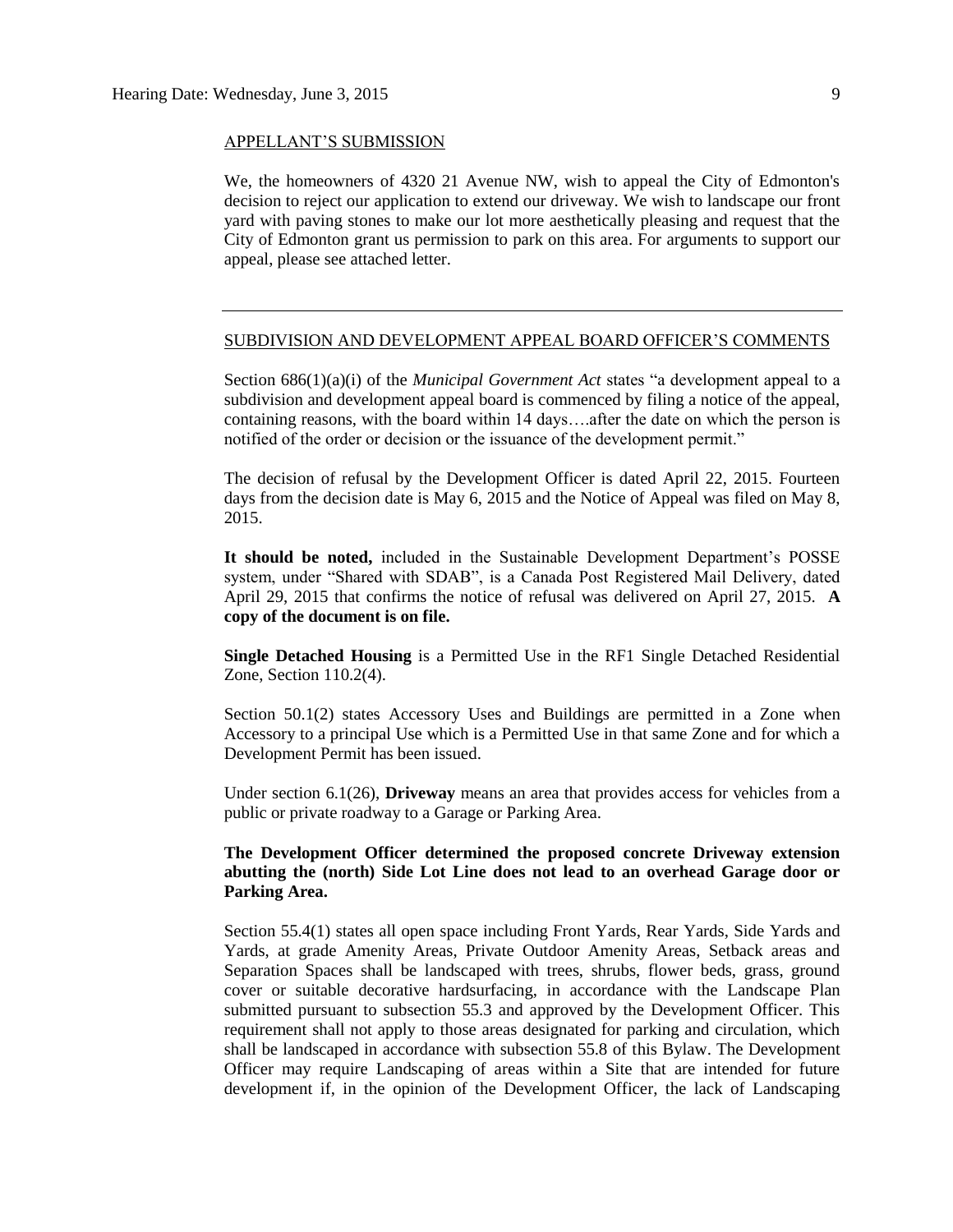APPELLANT'S SUBMISSION

We, the homeowners of 4320 21 Avenue NW, wish to appeal the City of Edmonton's decision to reject our application to extend our driveway. We wish to landscape our front yard with paving stones to make our lot more aesthetically pleasing and request that the City of Edmonton grant us permission to park on this area. For arguments to support our appeal, please see attached letter.

---

SUBDIVISION AND DEVELOPMENT APPEAL BOARD OFFICER'S COMMENTS

Section 686(1)(a)(i) of the *Municipal Government Act* states "a development appeal to a subdivision and development appeal board is commenced by filing a notice of the appeal, containing reasons, with the board within 14 days….after the date on which the person is notified of the order or decision or the issuance of the development permit."

The decision of refusal by the Development Officer is dated April 22, 2015. Fourteen days from the decision date is May 6, 2015 and the Notice of Appeal was filed on May 8, 2015.

**It should be noted,** included in the Sustainable Development Department's POSSE system, under "Shared with SDAB", is a Canada Post Registered Mail Delivery, dated April 29, 2015 that confirms the notice of refusal was delivered on April 27, 2015. **A copy of the document is on file.**

**Single Detached Housing** is a Permitted Use in the RF1 Single Detached Residential Zone, Section 110.2(4).

Section 50.1(2) states Accessory Uses and Buildings are permitted in a Zone when Accessory to a principal Use which is a Permitted Use in that same Zone and for which a Development Permit has been issued.

Under section 6.1(26), **Driveway** means an area that provides access for vehicles from a public or private roadway to a Garage or Parking Area.

**The Development Officer determined the proposed concrete Driveway extension abutting the (north) Side Lot Line does not lead to an overhead Garage door or Parking Area.**

Section 55.4(1) states all open space including Front Yards, Rear Yards, Side Yards and Yards, at grade Amenity Areas, Private Outdoor Amenity Areas, Setback areas and Separation Spaces shall be landscaped with trees, shrubs, flower beds, grass, ground cover or suitable decorative hardsurfacing, in accordance with the Landscape Plan submitted pursuant to subsection 55.3 and approved by the Development Officer. This requirement shall not apply to those areas designated for parking and circulation, which shall be landscaped in accordance with subsection 55.8 of this Bylaw. The Development Officer may require Landscaping of areas within a Site that are intended for future development if, in the opinion of the Development Officer, the lack of Landscaping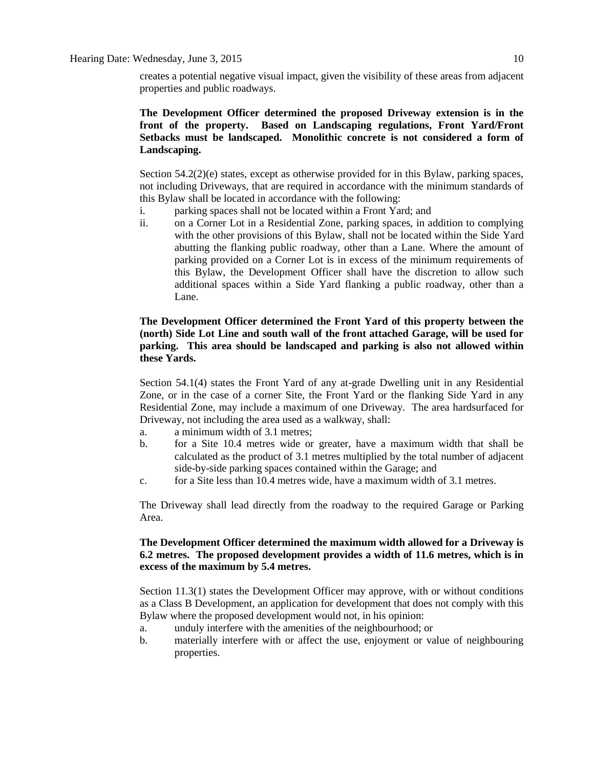creates a potential negative visual impact, given the visibility of these areas from adjacent properties and public roadways.

**The Development Officer determined the proposed Driveway extension is in the front of the property. Based on Landscaping regulations, Front Yard/Front Setbacks must be landscaped. Monolithic concrete is not considered a form of Landscaping.**

Section 54.2(2)(e) states, except as otherwise provided for in this Bylaw, parking spaces, not including Driveways, that are required in accordance with the minimum standards of this Bylaw shall be located in accordance with the following:

i. parking spaces shall not be located within a Front Yard; and
ii. on a Corner Lot in a Residential Zone, parking spaces, in addition to complying with the other provisions of this Bylaw, shall not be located within the Side Yard abutting the flanking public roadway, other than a Lane. Where the amount of parking provided on a Corner Lot is in excess of the minimum requirements of this Bylaw, the Development Officer shall have the discretion to allow such additional spaces within a Side Yard flanking a public roadway, other than a Lane.

**The Development Officer determined the Front Yard of this property between the (north) Side Lot Line and south wall of the front attached Garage, will be used for parking. This area should be landscaped and parking is also not allowed within these Yards.**

Section 54.1(4) states the Front Yard of any at-grade Dwelling unit in any Residential Zone, or in the case of a corner Site, the Front Yard or the flanking Side Yard in any Residential Zone, may include a maximum of one Driveway. The area hardsurfaced for Driveway, not including the area used as a walkway, shall:

a. a minimum width of 3.1 metres;
b. for a Site 10.4 metres wide or greater, have a maximum width that shall be calculated as the product of 3.1 metres multiplied by the total number of adjacent side-by-side parking spaces contained within the Garage; and
c. for a Site less than 10.4 metres wide, have a maximum width of 3.1 metres.

The Driveway shall lead directly from the roadway to the required Garage or Parking Area.

**The Development Officer determined the maximum width allowed for a Driveway is 6.2 metres. The proposed development provides a width of 11.6 metres, which is in excess of the maximum by 5.4 metres.**

Section 11.3(1) states the Development Officer may approve, with or without conditions as a Class B Development, an application for development that does not comply with this Bylaw where the proposed development would not, in his opinion:

a. unduly interfere with the amenities of the neighbourhood; or
b. materially interfere with or affect the use, enjoyment or value of neighbouring properties.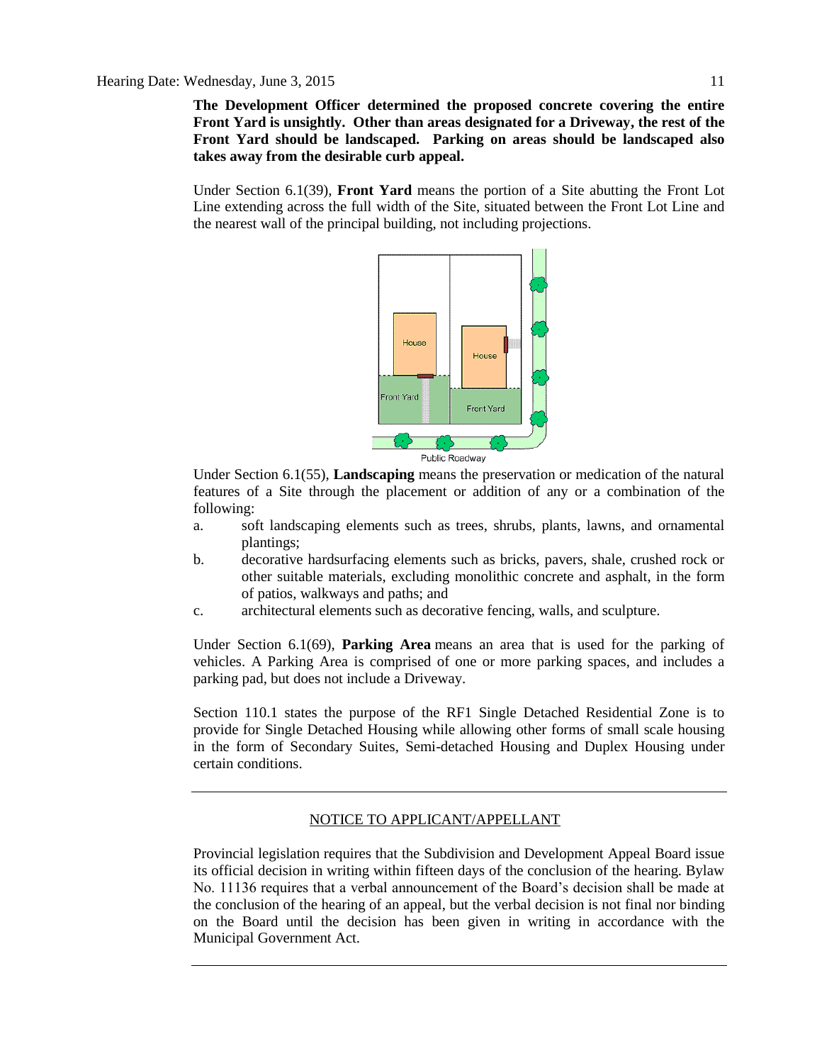**The Development Officer determined the proposed concrete covering the entire Front Yard is unsightly. Other than areas designated for a Driveway, the rest of the Front Yard should be landscaped. Parking on areas should be landscaped also takes away from the desirable curb appeal.**

Under Section 6.1(39), **Front Yard** means the portion of a Site abutting the Front Lot Line extending across the full width of the Site, situated between the Front Lot Line and the nearest wall of the principal building, not including projections.

Under Section 6.1(55), **Landscaping** means the preservation or medication of the natural features of a Site through the placement or addition of any or a combination of the following:

a. soft landscaping elements such as trees, shrubs, plants, lawns, and ornamental plantings;
b. decorative hardsurfacing elements such as bricks, pavers, shale, crushed rock or other suitable materials, excluding monolithic concrete and asphalt, in the form of patios, walkways and paths; and
c. architectural elements such as decorative fencing, walls, and sculpture.

Under Section 6.1(69), **Parking Area** means an area that is used for the parking of vehicles. A Parking Area is comprised of one or more parking spaces, and includes a parking pad, but does not include a Driveway.

Section 110.1 states the purpose of the RF1 Single Detached Residential Zone is to provide for Single Detached Housing while allowing other forms of small scale housing in the form of Secondary Suites, Semi-detached Housing and Duplex Housing under certain conditions.

---

NOTICE TO APPLICANT/APPELLANT

Provincial legislation requires that the Subdivision and Development Appeal Board issue its official decision in writing within fifteen days of the conclusion of the hearing. Bylaw No. 11136 requires that a verbal announcement of the Board's decision shall be made at the conclusion of the hearing of an appeal, but the verbal decision is not final nor binding on the Board until the decision has been given in writing in accordance with the Municipal Government Act.

---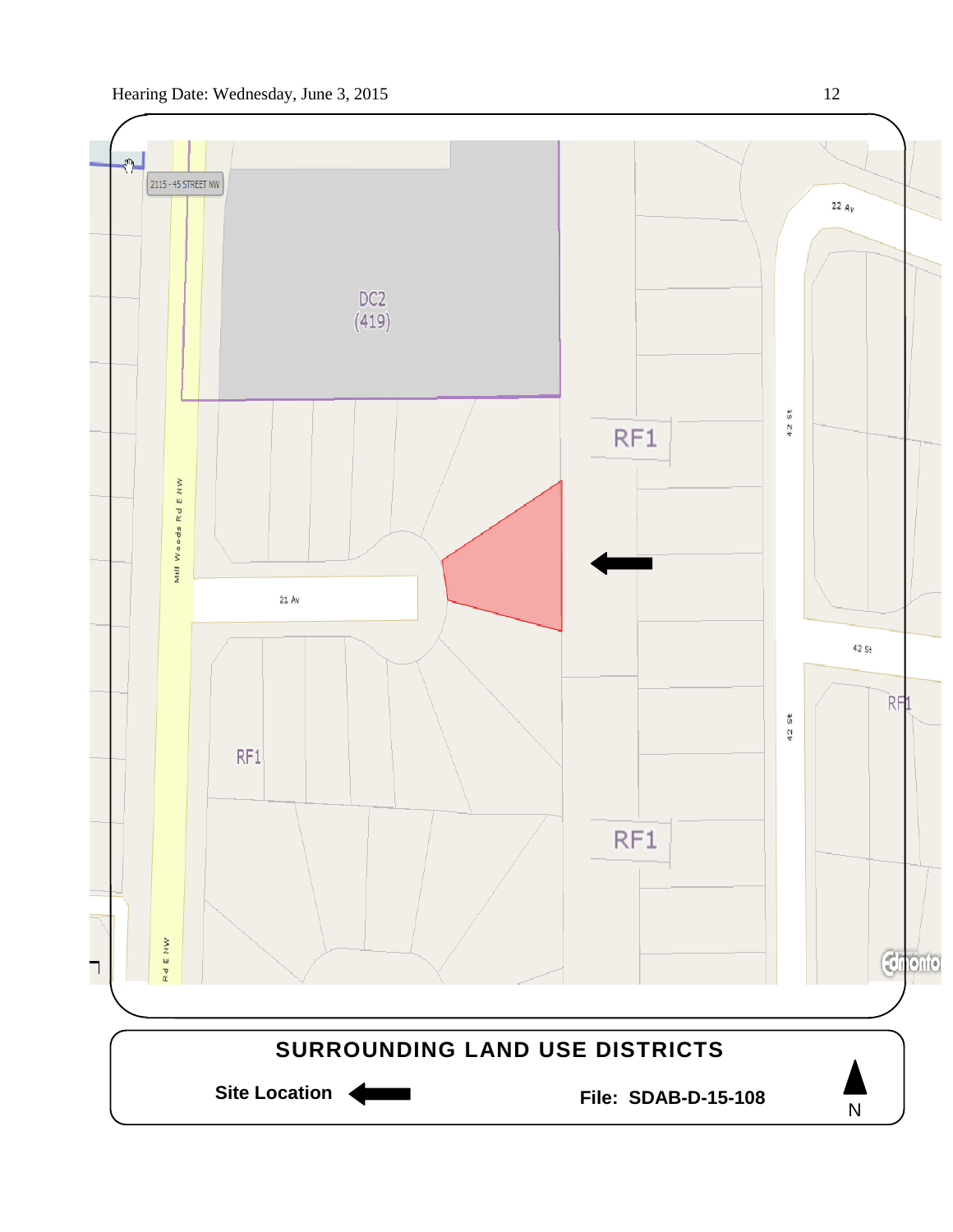2115 - 45 STREET NW

DC2
(419)

22 Av

RF1

42 St

Mill Woods Rd E NW

21 Av

42 St

RF1

RF1

42 St

RF1

Rd E NW

**SURROUNDING LAND USE DISTRICTS**

**Site Location**

**File: SDAB-D-15-108**

N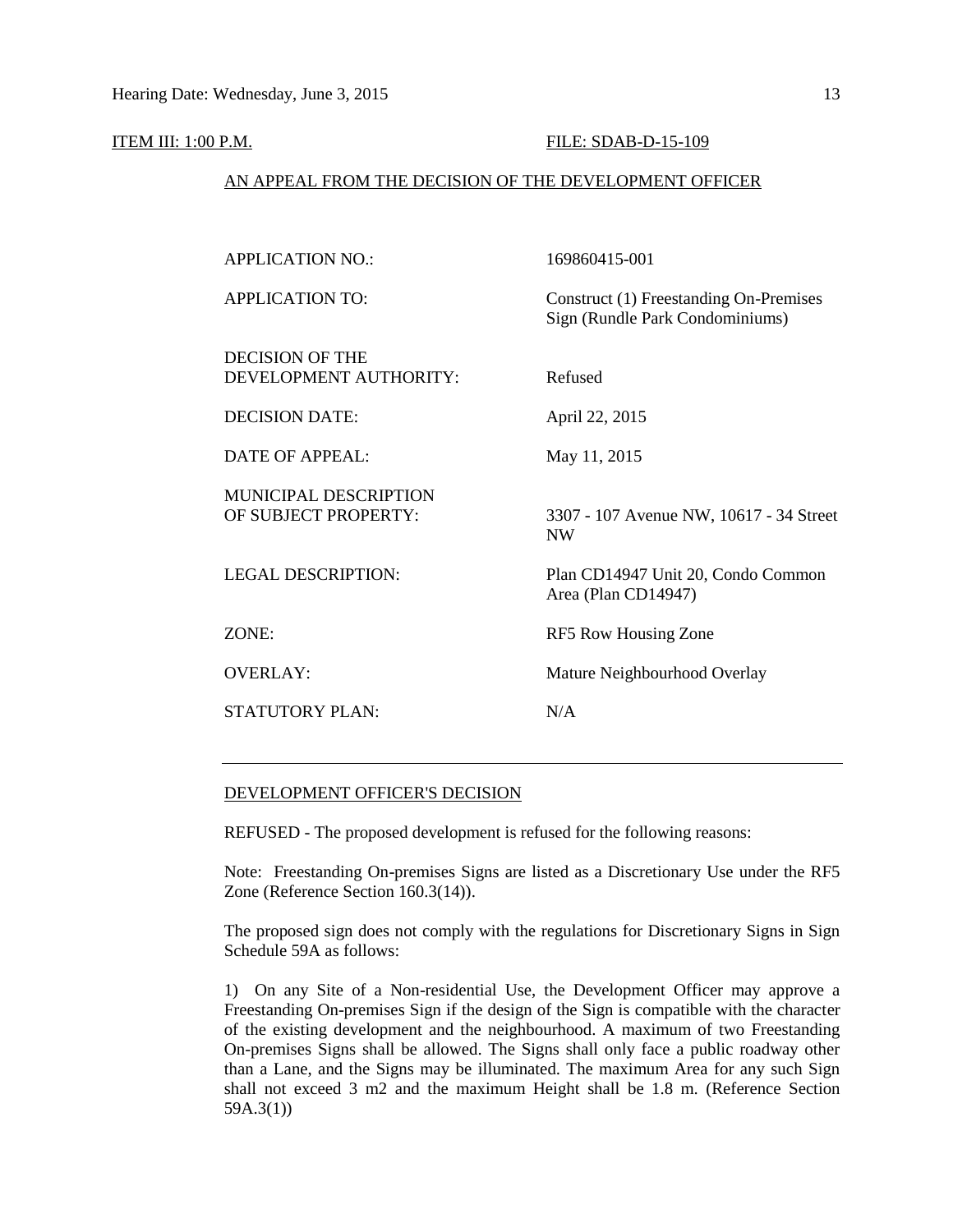ITEM III: 1:00 P.M. FILE: SDAB-D-15-109

AN APPEAL FROM THE DECISION OF THE DEVELOPMENT OFFICER

| | |
|---|---|
| APPLICATION NO.: | 169860415-001 |
| APPLICATION TO: | Construct (1) Freestanding On-Premises Sign (Rundle Park Condominiums) |
| DECISION OF THE DEVELOPMENT AUTHORITY: | Refused |
| DECISION DATE: | April 22, 2015 |
| DATE OF APPEAL: | May 11, 2015 |
| MUNICIPAL DESCRIPTION OF SUBJECT PROPERTY: | 3307 - 107 Avenue NW, 10617 - 34 Street NW |
| LEGAL DESCRIPTION: | Plan CD14947 Unit 20, Condo Common Area (Plan CD14947) |
| ZONE: | RF5 Row Housing Zone |
| OVERLAY: | Mature Neighbourhood Overlay |
| STATUTORY PLAN: | N/A |

---

DEVELOPMENT OFFICER'S DECISION

REFUSED - The proposed development is refused for the following reasons:

Note: Freestanding On-premises Signs are listed as a Discretionary Use under the RF5 Zone (Reference Section 160.3(14)).

The proposed sign does not comply with the regulations for Discretionary Signs in Sign Schedule 59A as follows:

1) On any Site of a Non-residential Use, the Development Officer may approve a Freestanding On-premises Sign if the design of the Sign is compatible with the character of the existing development and the neighbourhood. A maximum of two Freestanding On-premises Signs shall be allowed. The Signs shall only face a public roadway other than a Lane, and the Signs may be illuminated. The maximum Area for any such Sign shall not exceed 3 m2 and the maximum Height shall be 1.8 m. (Reference Section 59A.3(1))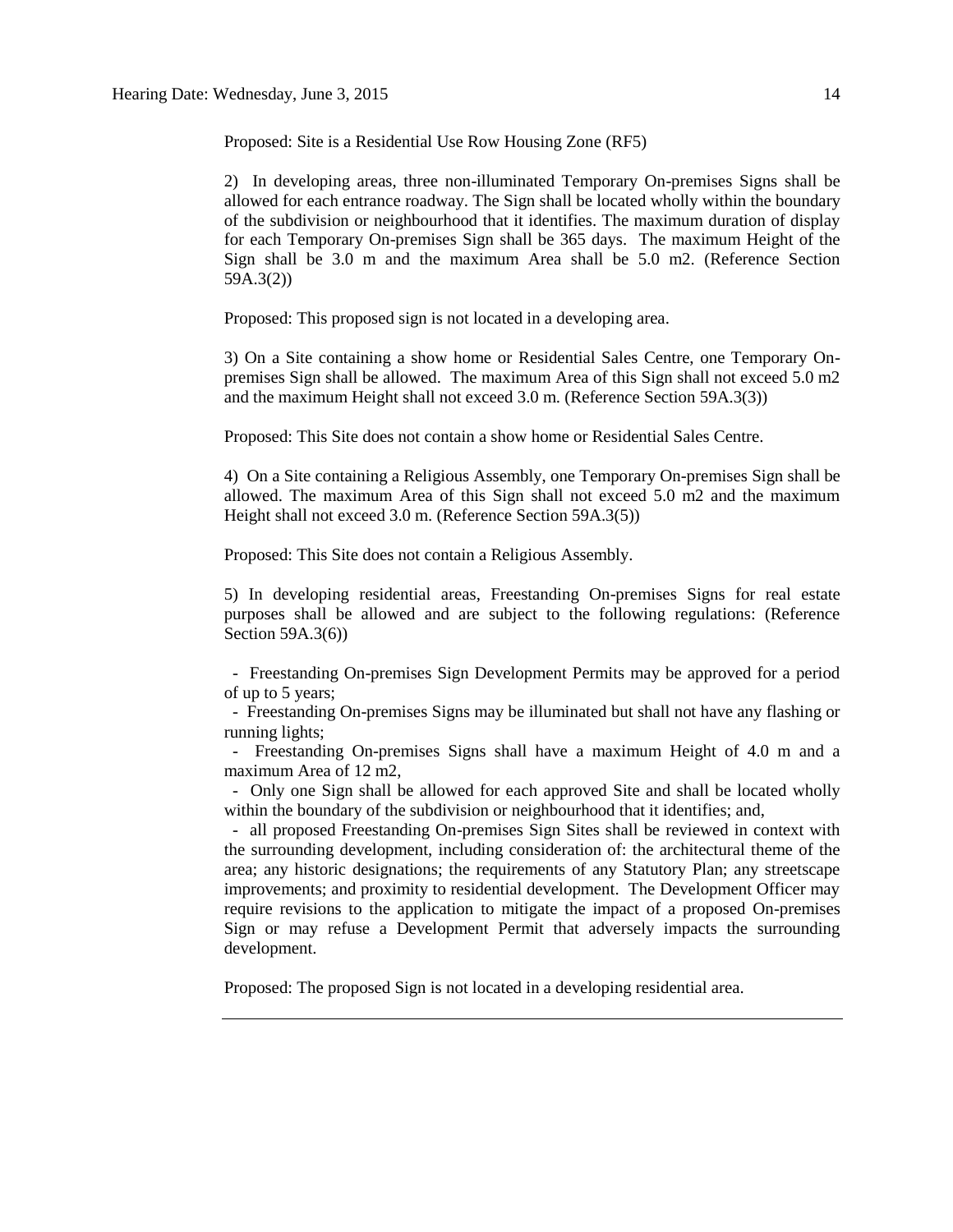Proposed: Site is a Residential Use Row Housing Zone (RF5)

2) In developing areas, three non-illuminated Temporary On-premises Signs shall be allowed for each entrance roadway. The Sign shall be located wholly within the boundary of the subdivision or neighbourhood that it identifies. The maximum duration of display for each Temporary On-premises Sign shall be 365 days. The maximum Height of the Sign shall be 3.0 m and the maximum Area shall be 5.0 m2. (Reference Section 59A.3(2))

Proposed: This proposed sign is not located in a developing area.

3) On a Site containing a show home or Residential Sales Centre, one Temporary On-premises Sign shall be allowed. The maximum Area of this Sign shall not exceed 5.0 m2 and the maximum Height shall not exceed 3.0 m. (Reference Section 59A.3(3))

Proposed: This Site does not contain a show home or Residential Sales Centre.

4) On a Site containing a Religious Assembly, one Temporary On-premises Sign shall be allowed. The maximum Area of this Sign shall not exceed 5.0 m2 and the maximum Height shall not exceed 3.0 m. (Reference Section 59A.3(5))

Proposed: This Site does not contain a Religious Assembly.

5) In developing residential areas, Freestanding On-premises Signs for real estate purposes shall be allowed and are subject to the following regulations: (Reference Section 59A.3(6))

- Freestanding On-premises Sign Development Permits may be approved for a period of up to 5 years;
- Freestanding On-premises Signs may be illuminated but shall not have any flashing or running lights;
- Freestanding On-premises Signs shall have a maximum Height of 4.0 m and a maximum Area of 12 m2,
- Only one Sign shall be allowed for each approved Site and shall be located wholly within the boundary of the subdivision or neighbourhood that it identifies; and,
- all proposed Freestanding On-premises Sign Sites shall be reviewed in context with the surrounding development, including consideration of: the architectural theme of the area; any historic designations; the requirements of any Statutory Plan; any streetscape improvements; and proximity to residential development. The Development Officer may require revisions to the application to mitigate the impact of a proposed On-premises Sign or may refuse a Development Permit that adversely impacts the surrounding development.

Proposed: The proposed Sign is not located in a developing residential area.

---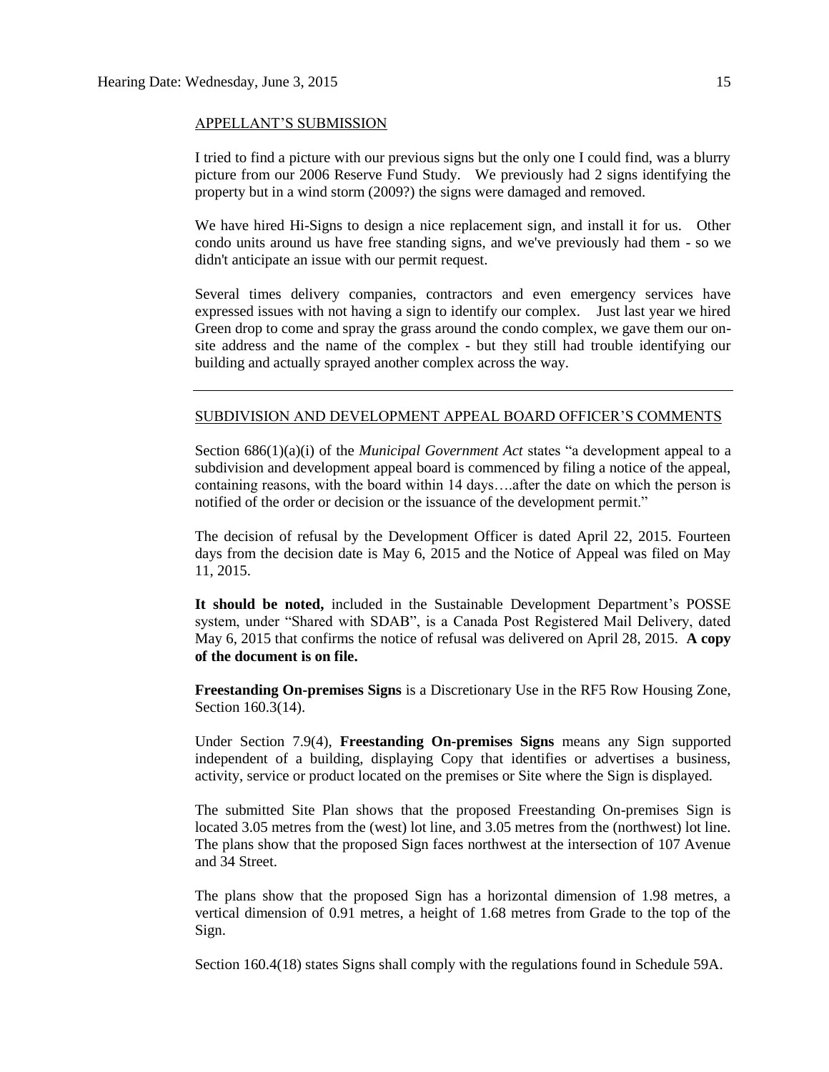APPELLANT'S SUBMISSION

I tried to find a picture with our previous signs but the only one I could find, was a blurry picture from our 2006 Reserve Fund Study. We previously had 2 signs identifying the property but in a wind storm (2009?) the signs were damaged and removed.

We have hired Hi-Signs to design a nice replacement sign, and install it for us. Other condo units around us have free standing signs, and we've previously had them - so we didn't anticipate an issue with our permit request.

Several times delivery companies, contractors and even emergency services have expressed issues with not having a sign to identify our complex. Just last year we hired Green drop to come and spray the grass around the condo complex, we gave them our on-site address and the name of the complex - but they still had trouble identifying our building and actually sprayed another complex across the way.

---

SUBDIVISION AND DEVELOPMENT APPEAL BOARD OFFICER'S COMMENTS

Section 686(1)(a)(i) of the *Municipal Government Act* states "a development appeal to a subdivision and development appeal board is commenced by filing a notice of the appeal, containing reasons, with the board within 14 days….after the date on which the person is notified of the order or decision or the issuance of the development permit."

The decision of refusal by the Development Officer is dated April 22, 2015. Fourteen days from the decision date is May 6, 2015 and the Notice of Appeal was filed on May 11, 2015.

**It should be noted,** included in the Sustainable Development Department's POSSE system, under "Shared with SDAB", is a Canada Post Registered Mail Delivery, dated May 6, 2015 that confirms the notice of refusal was delivered on April 28, 2015. **A copy of the document is on file.**

**Freestanding On-premises Signs** is a Discretionary Use in the RF5 Row Housing Zone, Section 160.3(14).

Under Section 7.9(4), **Freestanding On-premises Signs** means any Sign supported independent of a building, displaying Copy that identifies or advertises a business, activity, service or product located on the premises or Site where the Sign is displayed.

The submitted Site Plan shows that the proposed Freestanding On-premises Sign is located 3.05 metres from the (west) lot line, and 3.05 metres from the (northwest) lot line. The plans show that the proposed Sign faces northwest at the intersection of 107 Avenue and 34 Street.

The plans show that the proposed Sign has a horizontal dimension of 1.98 metres, a vertical dimension of 0.91 metres, a height of 1.68 metres from Grade to the top of the Sign.

Section 160.4(18) states Signs shall comply with the regulations found in Schedule 59A.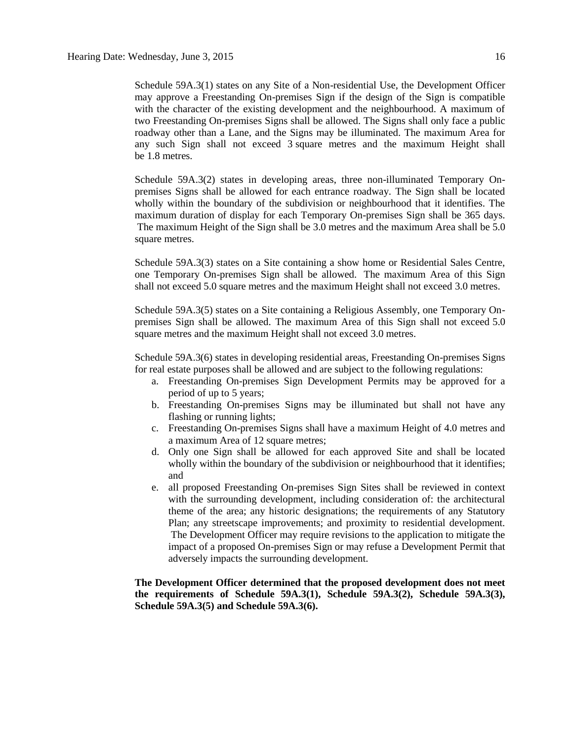Schedule 59A.3(1) states on any Site of a Non-residential Use, the Development Officer may approve a Freestanding On-premises Sign if the design of the Sign is compatible with the character of the existing development and the neighbourhood. A maximum of two Freestanding On-premises Signs shall be allowed. The Signs shall only face a public roadway other than a Lane, and the Signs may be illuminated. The maximum Area for any such Sign shall not exceed 3 square metres and the maximum Height shall be 1.8 metres.

Schedule 59A.3(2) states in developing areas, three non-illuminated Temporary On-premises Signs shall be allowed for each entrance roadway. The Sign shall be located wholly within the boundary of the subdivision or neighbourhood that it identifies. The maximum duration of display for each Temporary On-premises Sign shall be 365 days. The maximum Height of the Sign shall be 3.0 metres and the maximum Area shall be 5.0 square metres.

Schedule 59A.3(3) states on a Site containing a show home or Residential Sales Centre, one Temporary On-premises Sign shall be allowed. The maximum Area of this Sign shall not exceed 5.0 square metres and the maximum Height shall not exceed 3.0 metres.

Schedule 59A.3(5) states on a Site containing a Religious Assembly, one Temporary On-premises Sign shall be allowed. The maximum Area of this Sign shall not exceed 5.0 square metres and the maximum Height shall not exceed 3.0 metres.

Schedule 59A.3(6) states in developing residential areas, Freestanding On-premises Signs for real estate purposes shall be allowed and are subject to the following regulations:

a. Freestanding On-premises Sign Development Permits may be approved for a period of up to 5 years;
b. Freestanding On-premises Signs may be illuminated but shall not have any flashing or running lights;
c. Freestanding On-premises Signs shall have a maximum Height of 4.0 metres and a maximum Area of 12 square metres;
d. Only one Sign shall be allowed for each approved Site and shall be located wholly within the boundary of the subdivision or neighbourhood that it identifies; and
e. all proposed Freestanding On-premises Sign Sites shall be reviewed in context with the surrounding development, including consideration of: the architectural theme of the area; any historic designations; the requirements of any Statutory Plan; any streetscape improvements; and proximity to residential development. The Development Officer may require revisions to the application to mitigate the impact of a proposed On-premises Sign or may refuse a Development Permit that adversely impacts the surrounding development.

**The Development Officer determined that the proposed development does not meet the requirements of Schedule 59A.3(1), Schedule 59A.3(2), Schedule 59A.3(3), Schedule 59A.3(5) and Schedule 59A.3(6).**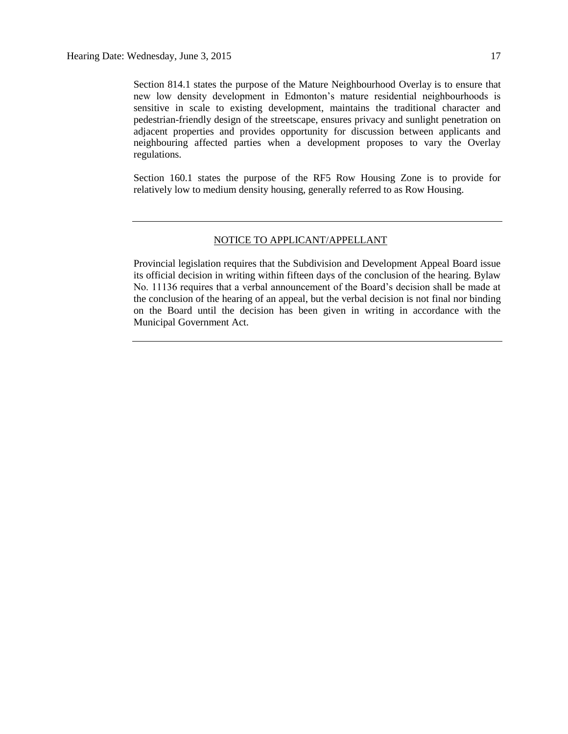Section 814.1 states the purpose of the Mature Neighbourhood Overlay is to ensure that new low density development in Edmonton's mature residential neighbourhoods is sensitive in scale to existing development, maintains the traditional character and pedestrian-friendly design of the streetscape, ensures privacy and sunlight penetration on adjacent properties and provides opportunity for discussion between applicants and neighbouring affected parties when a development proposes to vary the Overlay regulations.

Section 160.1 states the purpose of the RF5 Row Housing Zone is to provide for relatively low to medium density housing, generally referred to as Row Housing.

---

NOTICE TO APPLICANT/APPELLANT

Provincial legislation requires that the Subdivision and Development Appeal Board issue its official decision in writing within fifteen days of the conclusion of the hearing. Bylaw No. 11136 requires that a verbal announcement of the Board's decision shall be made at the conclusion of the hearing of an appeal, but the verbal decision is not final nor binding on the Board until the decision has been given in writing in accordance with the Municipal Government Act.

---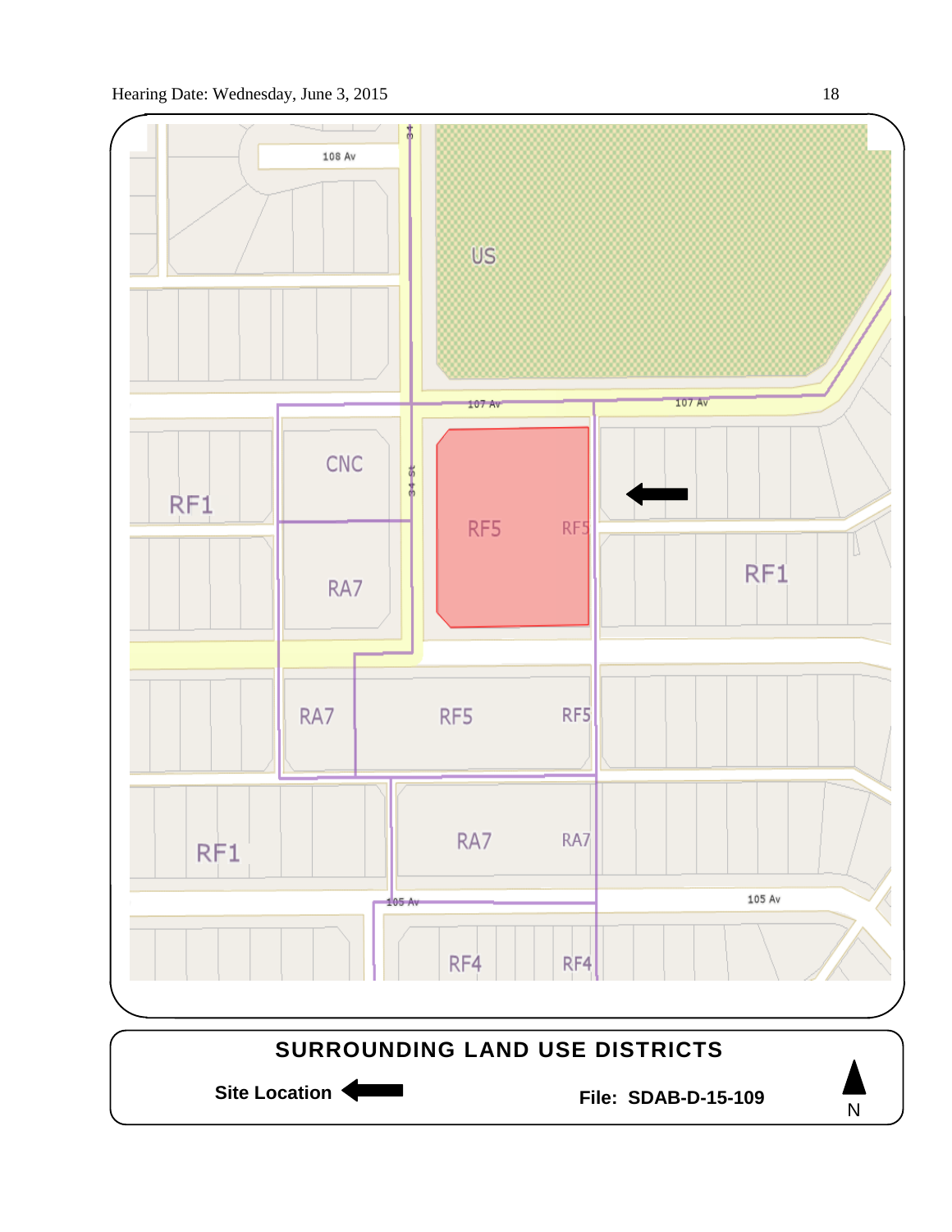108 Av

US

107 Av

107 Av

CNC

34 St

RF1

RF5

RF5

RF1

RA7

RA7

RF5

RF5

RF1

RA7

RA7

105 Av

105 Av

RF4

RF4

**SURROUNDING LAND USE DISTRICTS**

**Site Location** ⬅

**File: SDAB-D-15-109**

N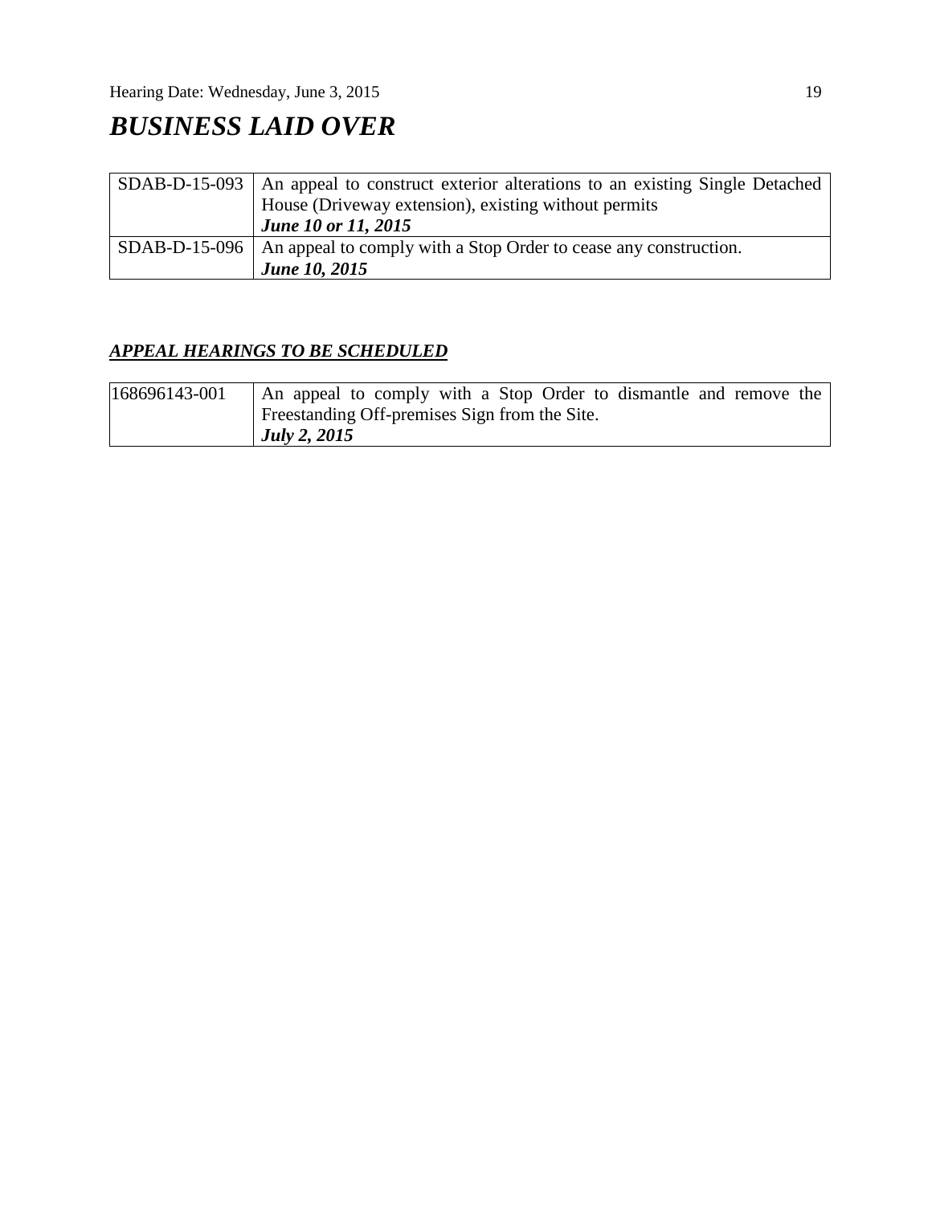# *BUSINESS LAID OVER*

| | |
|---|---|
| SDAB-D-15-093 | An appeal to construct exterior alterations to an existing Single Detached House (Driveway extension), existing without permits<br>***June 10 or 11, 2015*** |
| SDAB-D-15-096 | An appeal to comply with a Stop Order to cease any construction.<br>***June 10, 2015*** |

## ***APPEAL HEARINGS TO BE SCHEDULED***

| | |
|---|---|
| 168696143-001 | An appeal to comply with a Stop Order to dismantle and remove the Freestanding Off-premises Sign from the Site.<br>***July 2, 2015*** |